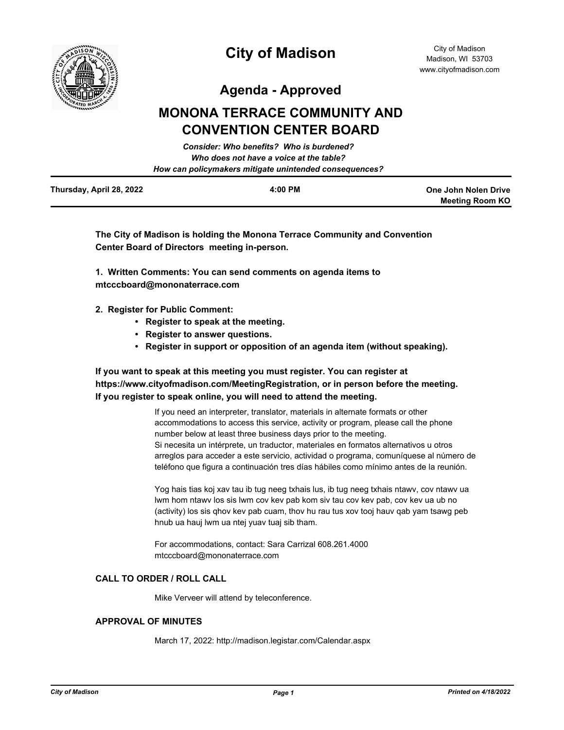# City of Madison

City of Madison
Madison, WI 53703
www.cityofmadison.com

## Agenda - Approved

## MONONA TERRACE COMMUNITY AND CONVENTION CENTER BOARD

*Consider: Who benefits? Who is burdened?*
*Who does not have a voice at the table?*
*How can policymakers mitigate unintended consequences?*

**Thursday, April 28, 2022** | **4:00 PM** | **One John Nolen Drive Meeting Room KO**

**The City of Madison is holding the Monona Terrace Community and Convention Center Board of Directors meeting in-person.**

**1. Written Comments: You can send comments on agenda items to mtcccboard@mononaterrace.com**

**2. Register for Public Comment:**

- **Register to speak at the meeting.**
- **Register to answer questions.**
- **Register in support or opposition of an agenda item (without speaking).**

**If you want to speak at this meeting you must register. You can register at https://www.cityofmadison.com/MeetingRegistration, or in person before the meeting. If you register to speak online, you will need to attend the meeting.**

If you need an interpreter, translator, materials in alternate formats or other accommodations to access this service, activity or program, please call the phone number below at least three business days prior to the meeting.
Si necesita un intérprete, un traductor, materiales en formatos alternativos u otros arreglos para acceder a este servicio, actividad o programa, comuníquese al número de teléfono que figura a continuación tres días hábiles como mínimo antes de la reunión.

Yog hais tias koj xav tau ib tug neeg txhais lus, ib tug neeg txhais ntawv, cov ntawv ua lwm hom ntawv los sis lwm cov kev pab kom siv tau cov kev pab, cov kev ua ub no (activity) los sis qhov kev pab cuam, thov hu rau tus xov tooj hauv qab yam tsawg peb hnub ua hauj lwm ua ntej yuav tuaj sib tham.

For accommodations, contact: Sara Carrizal 608.261.4000
mtcccboard@mononaterrace.com

### CALL TO ORDER / ROLL CALL

Mike Verveer will attend by teleconference.

### APPROVAL OF MINUTES

March 17, 2022: http://madison.legistar.com/Calendar.aspx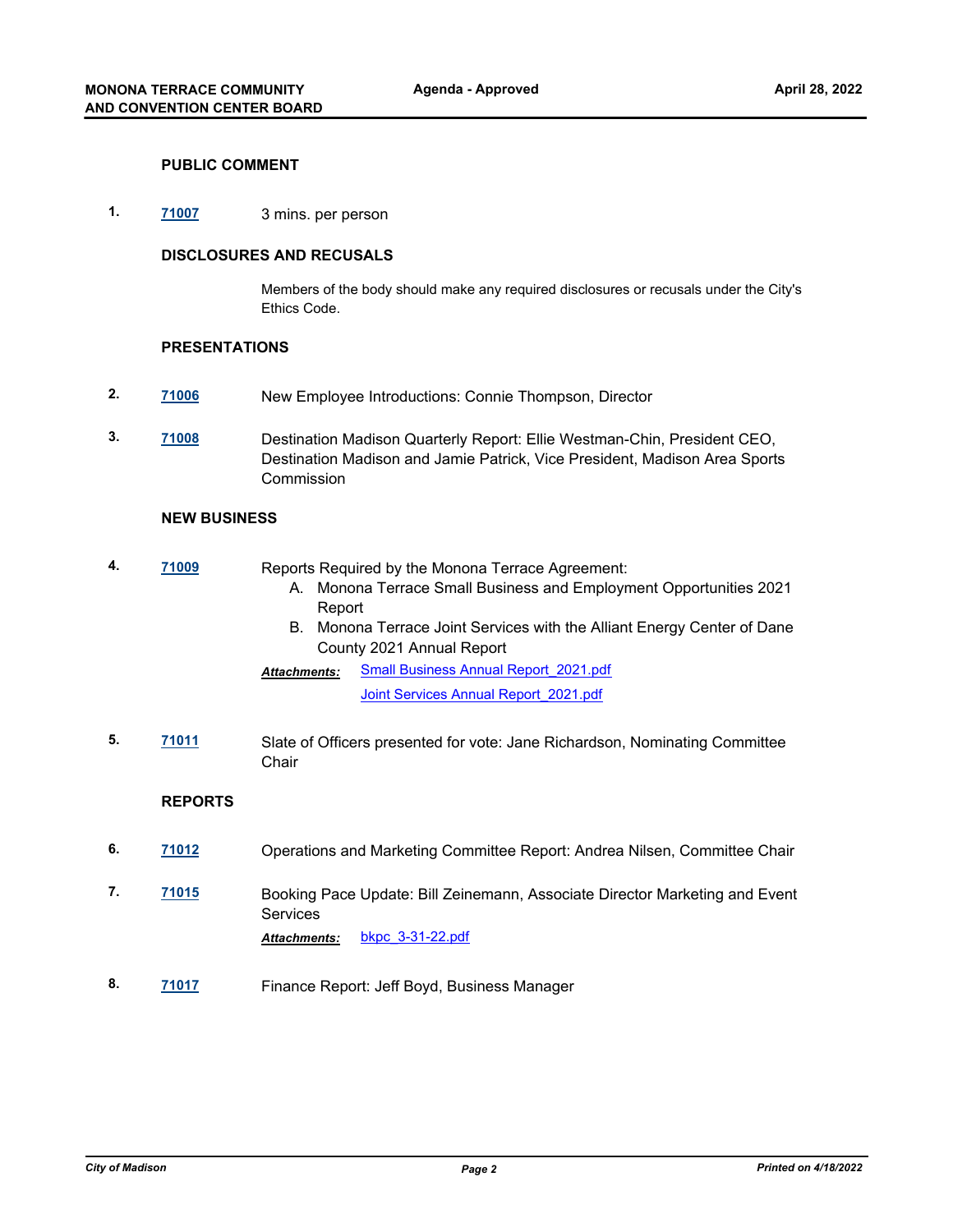## PUBLIC COMMENT

1. 71007 3 mins. per person

## DISCLOSURES AND RECUSALS

Members of the body should make any required disclosures or recusals under the City's Ethics Code.

## PRESENTATIONS

2. 71006 New Employee Introductions: Connie Thompson, Director

3. 71008 Destination Madison Quarterly Report: Ellie Westman-Chin, President CEO, Destination Madison and Jamie Patrick, Vice President, Madison Area Sports Commission

## NEW BUSINESS

4. 71009 Reports Required by the Monona Terrace Agreement:
   A. Monona Terrace Small Business and Employment Opportunities 2021 Report
   B. Monona Terrace Joint Services with the Alliant Energy Center of Dane County 2021 Annual Report

   ***Attachments:*** Small Business Annual Report_2021.pdf
   Joint Services Annual Report_2021.pdf

5. 71011 Slate of Officers presented for vote: Jane Richardson, Nominating Committee Chair

## REPORTS

6. 71012 Operations and Marketing Committee Report: Andrea Nilsen, Committee Chair

7. 71015 Booking Pace Update: Bill Zeinemann, Associate Director Marketing and Event Services

   ***Attachments:*** bkpc_3-31-22.pdf

8. 71017 Finance Report: Jeff Boyd, Business Manager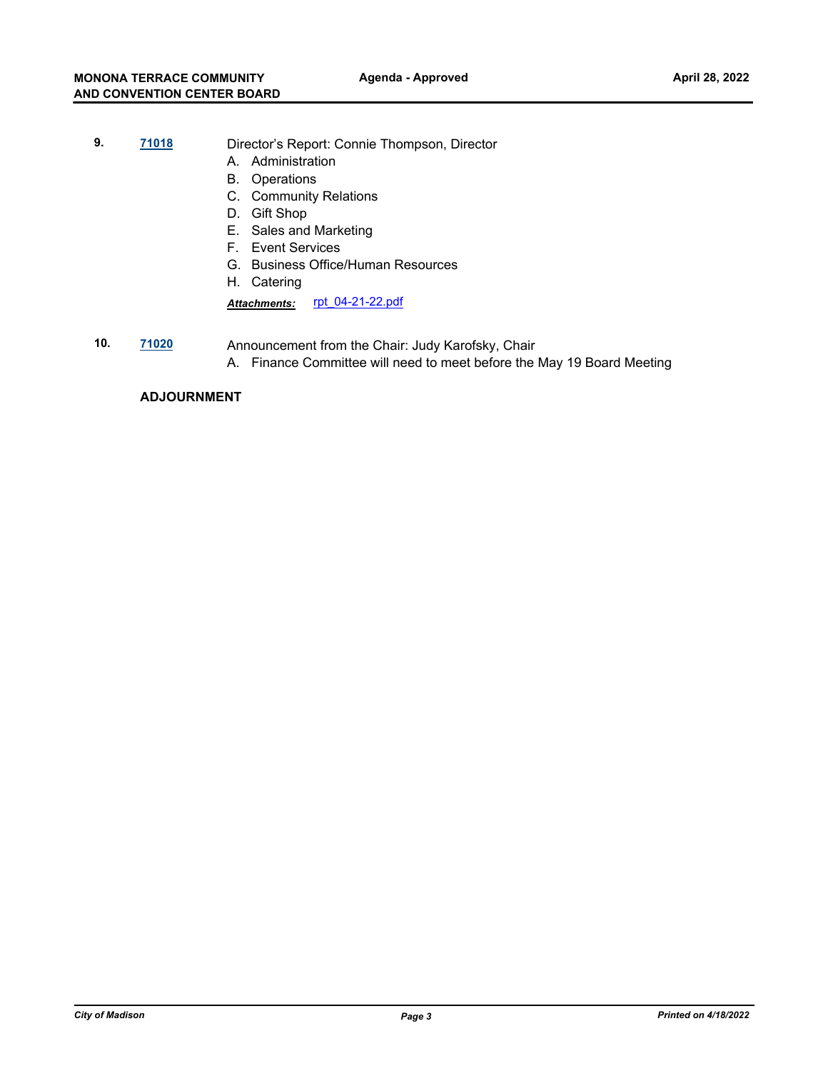**9.** **71018** Director's Report: Connie Thompson, Director

A. Administration
B. Operations
C. Community Relations
D. Gift Shop
E. Sales and Marketing
F. Event Services
G. Business Office/Human Resources
H. Catering

***Attachments:*** rpt_04-21-22.pdf

**10.** **71020** Announcement from the Chair: Judy Karofsky, Chair

A. Finance Committee will need to meet before the May 19 Board Meeting

**ADJOURNMENT**